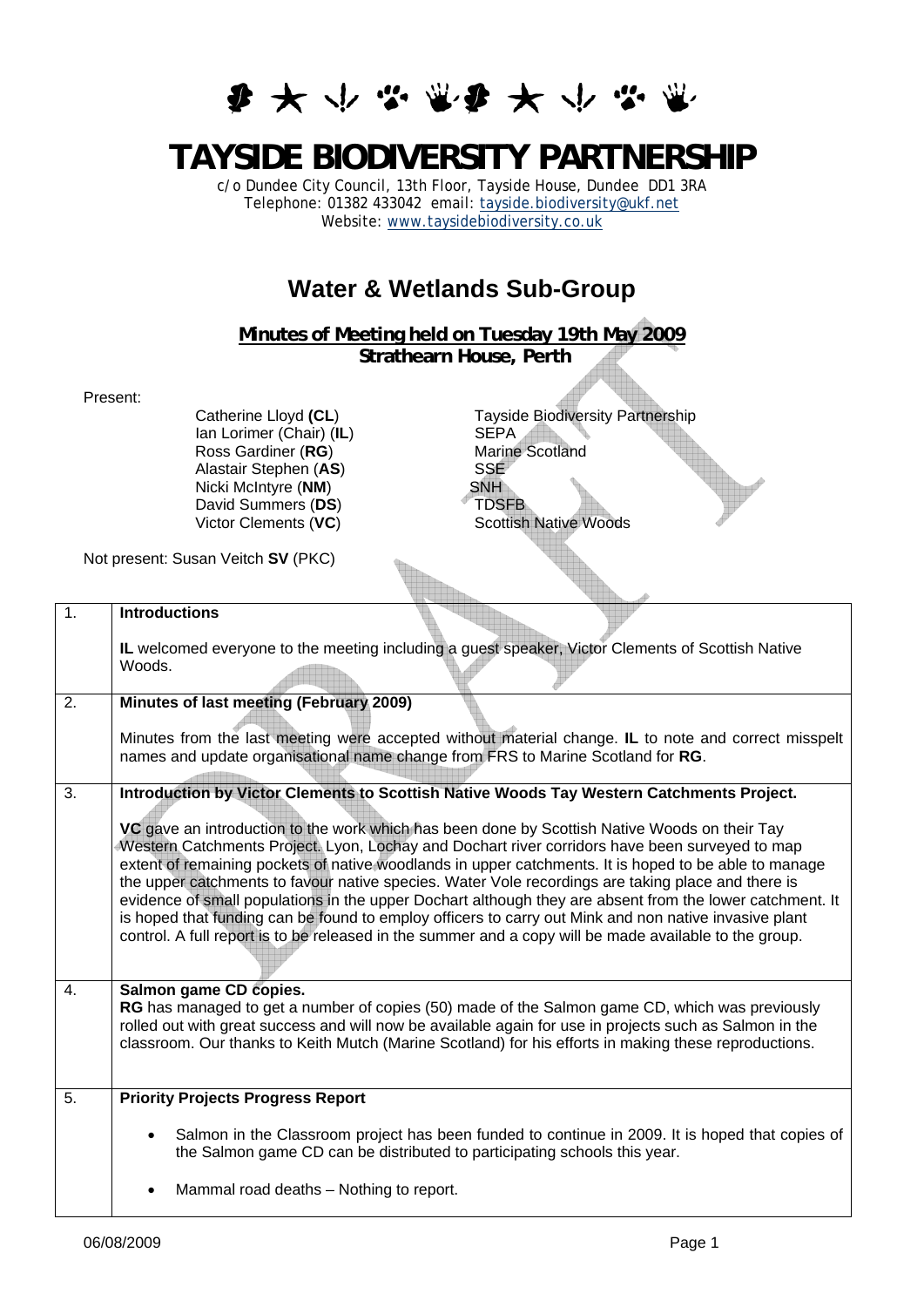# TAYSIDE BIODIVERSITY PARTNERSHIP

c/o Dundee City Council, 13th Floor, Tayside House, Dundee DD1 3RA
Telephone: 01382 433042 email: tayside.biodiversity@ukf.net
Website: www.taysidebiodiversity.co.uk

## Water & Wetlands Sub-Group

**Minutes of Meeting held on Tuesday 19th May 2009**
**Strathearn House, Perth**

Present:

| | |
|---|---|
| Catherine Lloyd **(CL)** | Tayside Biodiversity Partnership |
| Ian Lorimer (Chair) (**IL**) | SEPA |
| Ross Gardiner (**RG**) | Marine Scotland |
| Alastair Stephen (**AS**) | SSE |
| Nicki McIntyre (**NM**) | SNH |
| David Summers (**DS**) | TDSFB |
| Victor Clements (**VC**) | Scottish Native Woods |

Not present: Susan Veitch **SV** (PKC)

| | |
|---|---|
| 1. | **Introductions**<br><br>**IL** welcomed everyone to the meeting including a guest speaker, Victor Clements of Scottish Native Woods. |
| 2. | **Minutes of last meeting (February 2009)**<br><br>Minutes from the last meeting were accepted without material change. **IL** to note and correct misspelt names and update organisational name change from FRS to Marine Scotland for **RG**. |
| 3. | **Introduction by Victor Clements to Scottish Native Woods Tay Western Catchments Project.**<br><br>**VC** gave an introduction to the work which has been done by Scottish Native Woods on their Tay Western Catchments Project. Lyon, Lochay and Dochart river corridors have been surveyed to map extent of remaining pockets of native woodlands in upper catchments. It is hoped to be able to manage the upper catchments to favour native species. Water Vole recordings are taking place and there is evidence of small populations in the upper Dochart although they are absent from the lower catchment. It is hoped that funding can be found to employ officers to carry out Mink and non native invasive plant control. A full report is to be released in the summer and a copy will be made available to the group. |
| 4. | **Salmon game CD copies.**<br>**RG** has managed to get a number of copies (50) made of the Salmon game CD, which was previously rolled out with great success and will now be available again for use in projects such as Salmon in the classroom. Our thanks to Keith Mutch (Marine Scotland) for his efforts in making these reproductions. |
| 5. | **Priority Projects Progress Report**<br><br>• Salmon in the Classroom project has been funded to continue in 2009. It is hoped that copies of the Salmon game CD can be distributed to participating schools this year.<br><br>• Mammal road deaths – Nothing to report. |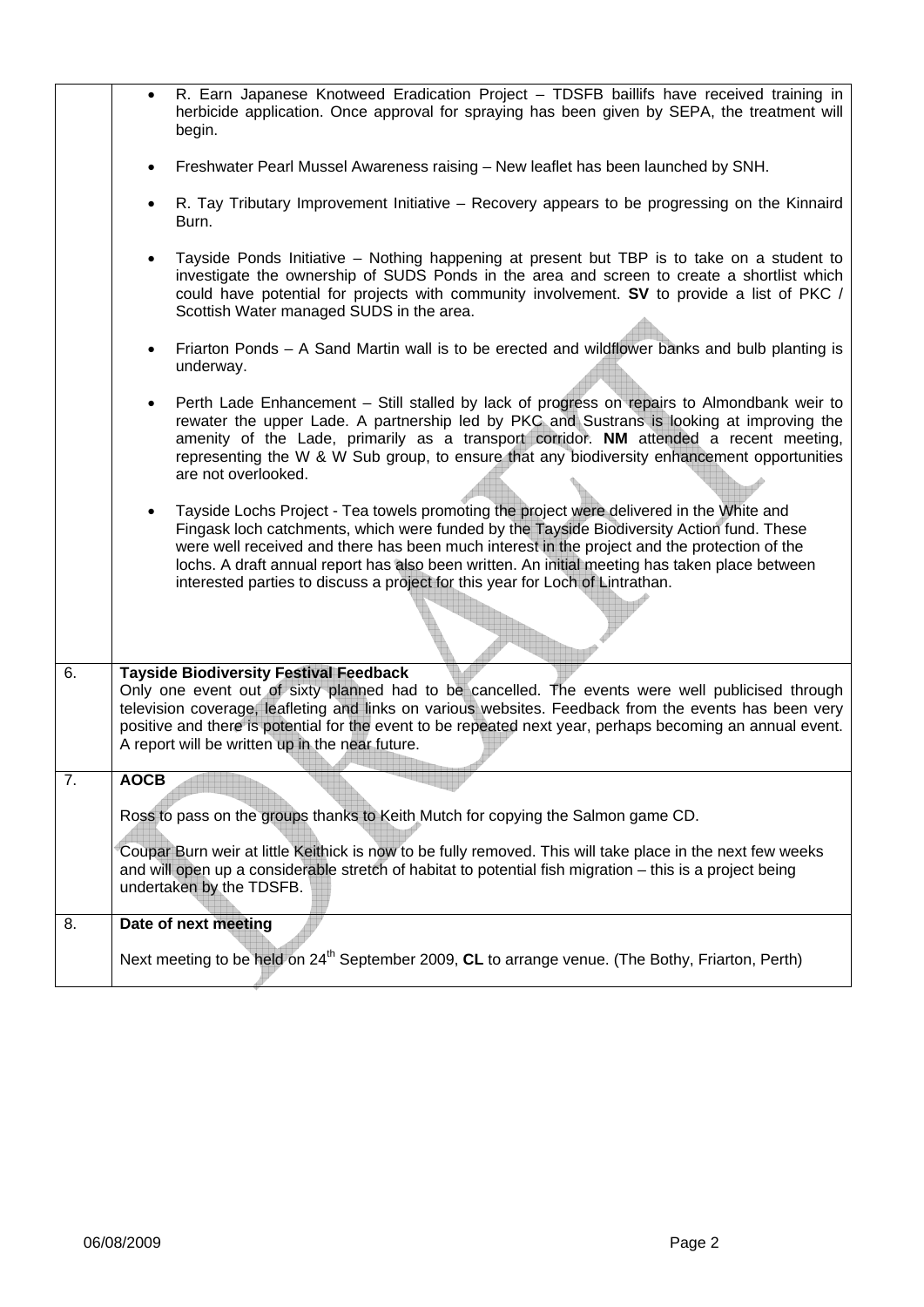| | |
|---|---|
| | • R. Earn Japanese Knotweed Eradication Project – TDSFB baillifs have received training in herbicide application. Once approval for spraying has been given by SEPA, the treatment will begin.<br><br>• Freshwater Pearl Mussel Awareness raising – New leaflet has been launched by SNH.<br><br>• R. Tay Tributary Improvement Initiative – Recovery appears to be progressing on the Kinnaird Burn.<br><br>• Tayside Ponds Initiative – Nothing happening at present but TBP is to take on a student to investigate the ownership of SUDS Ponds in the area and screen to create a shortlist which could have potential for projects with community involvement. **SV** to provide a list of PKC / Scottish Water managed SUDS in the area.<br><br>• Friarton Ponds – A Sand Martin wall is to be erected and wildflower banks and bulb planting is underway.<br><br>• Perth Lade Enhancement – Still stalled by lack of progress on repairs to Almondbank weir to rewater the upper Lade. A partnership led by PKC and Sustrans is looking at improving the amenity of the Lade, primarily as a transport corridor. **NM** attended a recent meeting, representing the W & W Sub group, to ensure that any biodiversity enhancement opportunities are not overlooked.<br><br>• Tayside Lochs Project - Tea towels promoting the project were delivered in the White and Fingask loch catchments, which were funded by the Tayside Biodiversity Action fund. These were well received and there has been much interest in the project and the protection of the lochs. A draft annual report has also been written. An initial meeting has taken place between interested parties to discuss a project for this year for Loch of Lintrathan. |
| 6. | **Tayside Biodiversity Festival Feedback**<br>Only one event out of sixty planned had to be cancelled. The events were well publicised through television coverage, leafleting and links on various websites. Feedback from the events has been very positive and there is potential for the event to be repeated next year, perhaps becoming an annual event. A report will be written up in the near future. |
| 7. | **AOCB**<br><br>Ross to pass on the groups thanks to Keith Mutch for copying the Salmon game CD.<br><br>Coupar Burn weir at little Keithick is now to be fully removed. This will take place in the next few weeks and will open up a considerable stretch of habitat to potential fish migration – this is a project being undertaken by the TDSFB. |
| 8. | **Date of next meeting**<br><br>Next meeting to be held on 24th September 2009, **CL** to arrange venue. (The Bothy, Friarton, Perth) |

06/08/2009